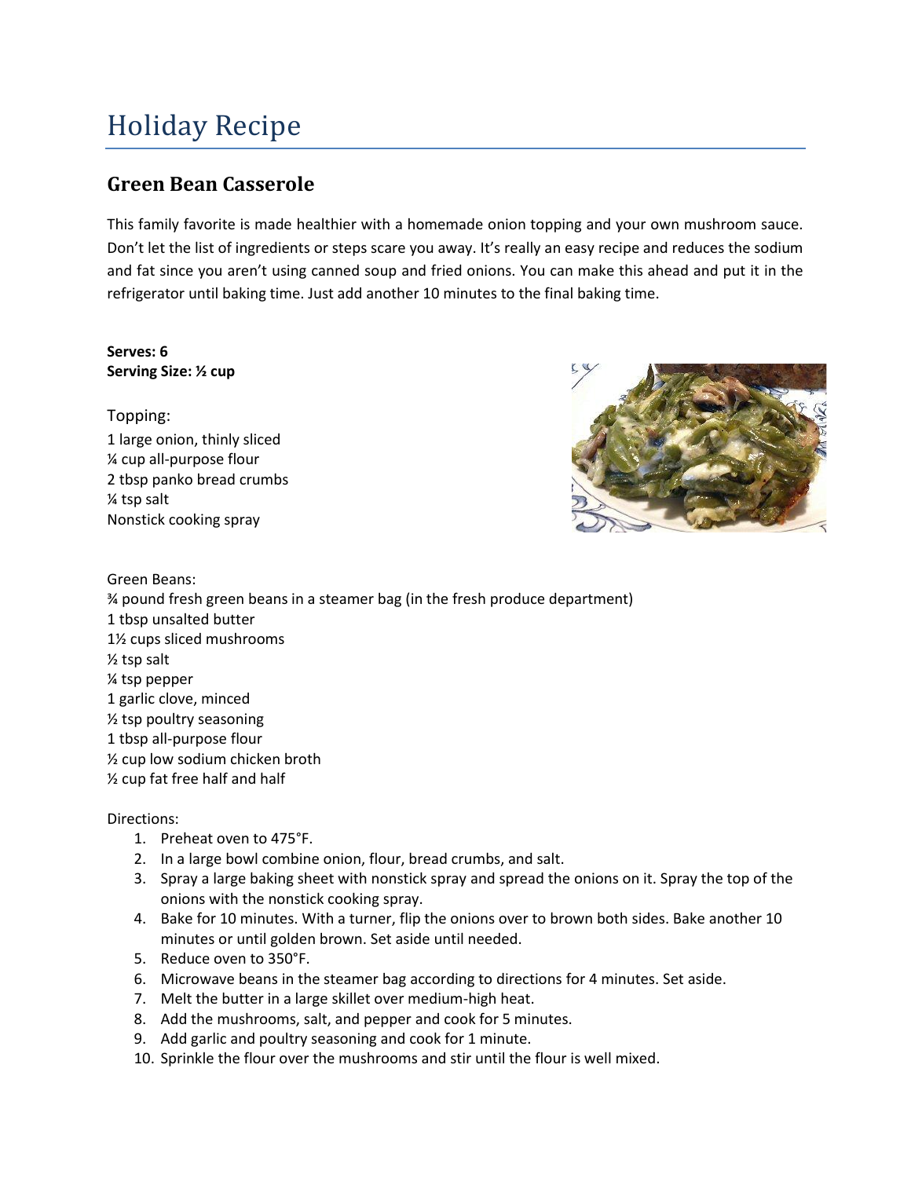# Holiday Recipe

## Green Bean Casserole

This family favorite is made healthier with a homemade onion topping and your own mushroom sauce. Don't let the list of ingredients or steps scare you away. It's really an easy recipe and reduces the sodium and fat since you aren't using canned soup and fried onions. You can make this ahead and put it in the refrigerator until baking time. Just add another 10 minutes to the final baking time.

**Serves: 6**
**Serving Size: ½ cup**

Topping:

1 large onion, thinly sliced
¼ cup all-purpose flour
2 tbsp panko bread crumbs
¼ tsp salt
Nonstick cooking spray

Green Beans:

¾ pound fresh green beans in a steamer bag (in the fresh produce department)
1 tbsp unsalted butter
1½ cups sliced mushrooms
½ tsp salt
¼ tsp pepper
1 garlic clove, minced
½ tsp poultry seasoning
1 tbsp all-purpose flour
½ cup low sodium chicken broth
½ cup fat free half and half

Directions:

1. Preheat oven to 475°F.
2. In a large bowl combine onion, flour, bread crumbs, and salt.
3. Spray a large baking sheet with nonstick spray and spread the onions on it. Spray the top of the onions with the nonstick cooking spray.
4. Bake for 10 minutes. With a turner, flip the onions over to brown both sides. Bake another 10 minutes or until golden brown. Set aside until needed.
5. Reduce oven to 350°F.
6. Microwave beans in the steamer bag according to directions for 4 minutes. Set aside.
7. Melt the butter in a large skillet over medium-high heat.
8. Add the mushrooms, salt, and pepper and cook for 5 minutes.
9. Add garlic and poultry seasoning and cook for 1 minute.
10. Sprinkle the flour over the mushrooms and stir until the flour is well mixed.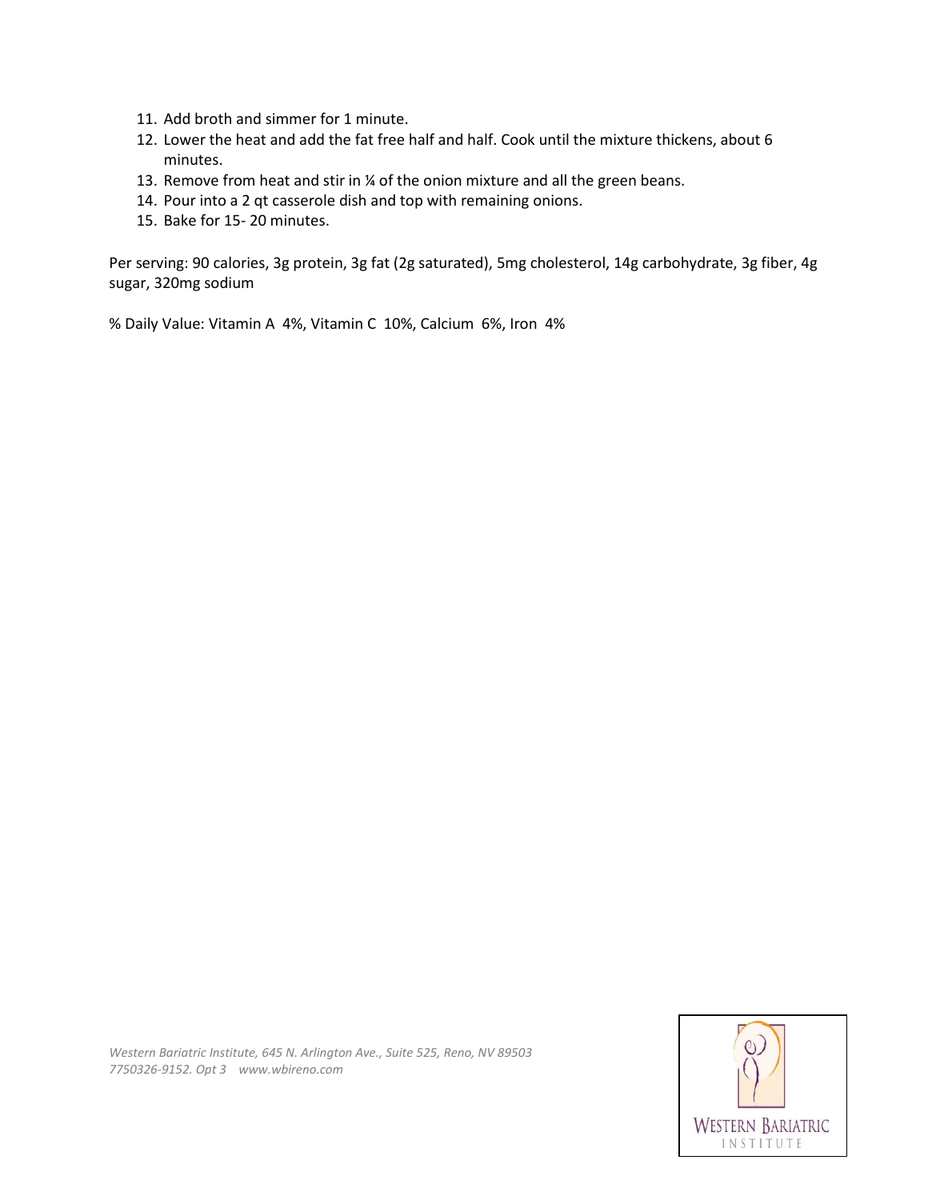11. Add broth and simmer for 1 minute.
12. Lower the heat and add the fat free half and half. Cook until the mixture thickens, about 6 minutes.
13. Remove from heat and stir in ¼ of the onion mixture and all the green beans.
14. Pour into a 2 qt casserole dish and top with remaining onions.
15. Bake for 15- 20 minutes.

Per serving: 90 calories, 3g protein, 3g fat (2g saturated), 5mg cholesterol, 14g carbohydrate, 3g fiber, 4g sugar, 320mg sodium

% Daily Value: Vitamin A 4%, Vitamin C 10%, Calcium 6%, Iron 4%

*Western Bariatric Institute, 645 N. Arlington Ave., Suite 525, Reno, NV 89503*
*7750326-9152. Opt 3 www.wbireno.com*

WESTERN BARIATRIC INSTITUTE